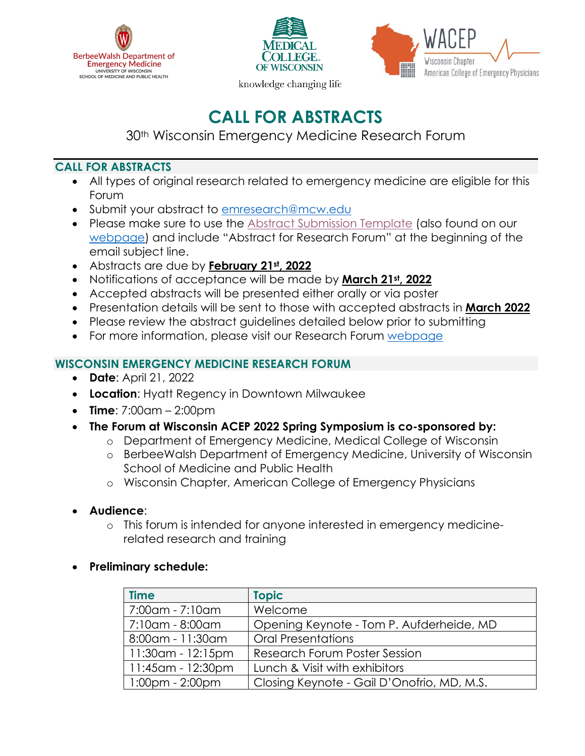BerbeeWalsh Department of Emergency Medicine
UNIVERSITY OF WISCONSIN
SCHOOL OF MEDICINE AND PUBLIC HEALTH

MEDICAL COLLEGE OF WISCONSIN
knowledge changing life

WACEP
Wisconsin Chapter
American College of Emergency Physicians

# CALL FOR ABSTRACTS

30th Wisconsin Emergency Medicine Research Forum

## CALL FOR ABSTRACTS

- All types of original research related to emergency medicine are eligible for this Forum
- Submit your abstract to emresearch@mcw.edu
- Please make sure to use the Abstract Submission Template (also found on our webpage) and include "Abstract for Research Forum" at the beginning of the email subject line.
- Abstracts are due by **February 21st, 2022**
- Notifications of acceptance will be made by **March 21st, 2022**
- Accepted abstracts will be presented either orally or via poster
- Presentation details will be sent to those with accepted abstracts in **March 2022**
- Please review the abstract guidelines detailed below prior to submitting
- For more information, please visit our Research Forum webpage

## WISCONSIN EMERGENCY MEDICINE RESEARCH FORUM

- **Date**: April 21, 2022
- **Location**: Hyatt Regency in Downtown Milwaukee
- **Time**: 7:00am – 2:00pm
- **The Forum at Wisconsin ACEP 2022 Spring Symposium is co-sponsored by:**
  - Department of Emergency Medicine, Medical College of Wisconsin
  - BerbeeWalsh Department of Emergency Medicine, University of Wisconsin School of Medicine and Public Health
  - Wisconsin Chapter, American College of Emergency Physicians
- **Audience**:
  - This forum is intended for anyone interested in emergency medicine-related research and training
- **Preliminary schedule:**

| Time | Topic |
| --- | --- |
| 7:00am - 7:10am | Welcome |
| 7:10am - 8:00am | Opening Keynote - Tom P. Aufderheide, MD |
| 8:00am - 11:30am | Oral Presentations |
| 11:30am - 12:15pm | Research Forum Poster Session |
| 11:45am - 12:30pm | Lunch & Visit with exhibitors |
| 1:00pm - 2:00pm | Closing Keynote - Gail D'Onofrio, MD, M.S. |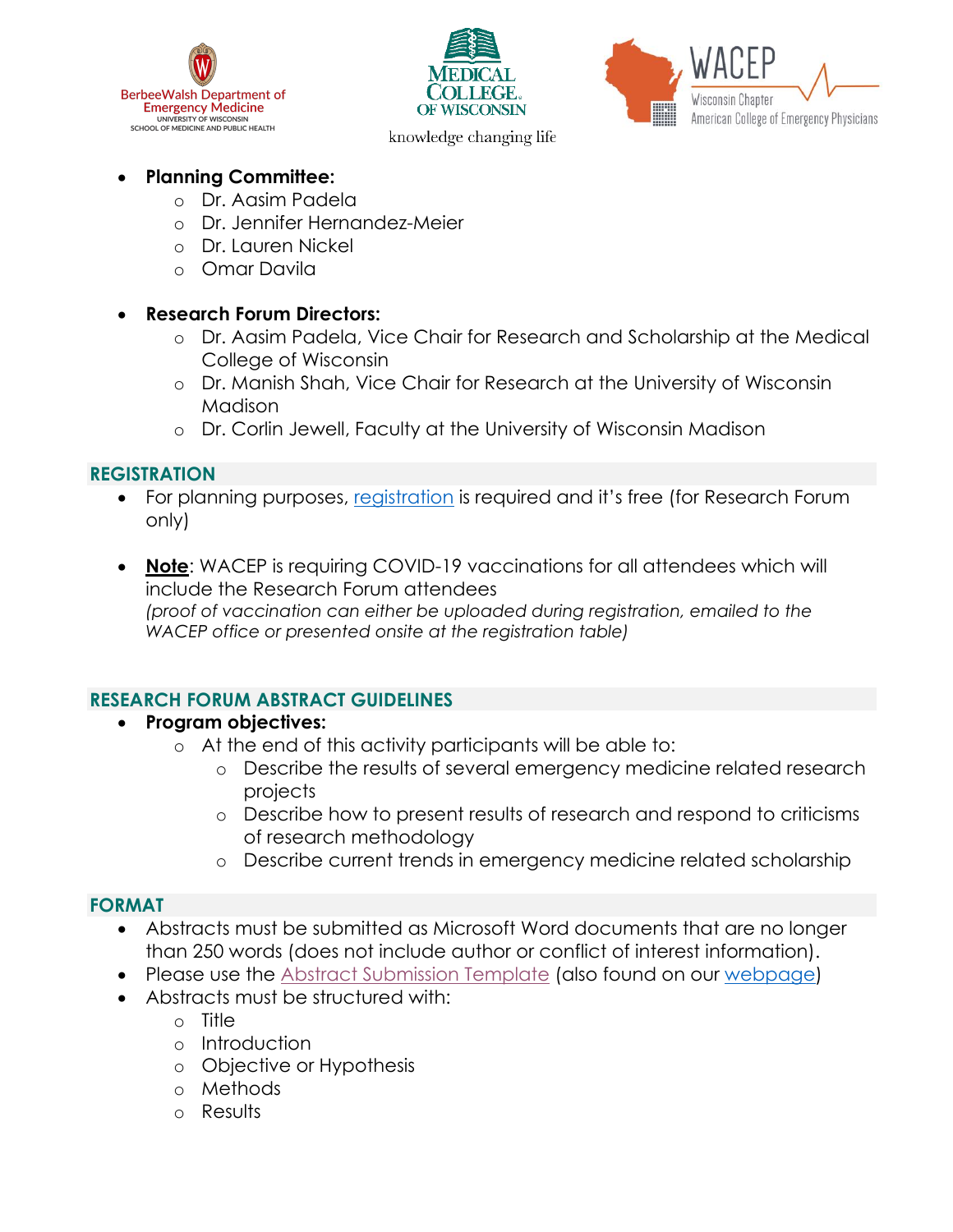- **Planning Committee:**
  - Dr. Aasim Padela
  - Dr. Jennifer Hernandez-Meier
  - Dr. Lauren Nickel
  - Omar Davila

- **Research Forum Directors:**
  - Dr. Aasim Padela, Vice Chair for Research and Scholarship at the Medical College of Wisconsin
  - Dr. Manish Shah, Vice Chair for Research at the University of Wisconsin Madison
  - Dr. Corlin Jewell, Faculty at the University of Wisconsin Madison

## REGISTRATION

- For planning purposes, registration is required and it's free (for Research Forum only)

- **Note**: WACEP is requiring COVID-19 vaccinations for all attendees which will include the Research Forum attendees
  *(proof of vaccination can either be uploaded during registration, emailed to the WACEP office or presented onsite at the registration table)*

## RESEARCH FORUM ABSTRACT GUIDELINES

- **Program objectives:**
  - At the end of this activity participants will be able to:
    - Describe the results of several emergency medicine related research projects
    - Describe how to present results of research and respond to criticisms of research methodology
    - Describe current trends in emergency medicine related scholarship

## FORMAT

- Abstracts must be submitted as Microsoft Word documents that are no longer than 250 words (does not include author or conflict of interest information).
- Please use the Abstract Submission Template (also found on our webpage)
- Abstracts must be structured with:
  - Title
  - Introduction
  - Objective or Hypothesis
  - Methods
  - Results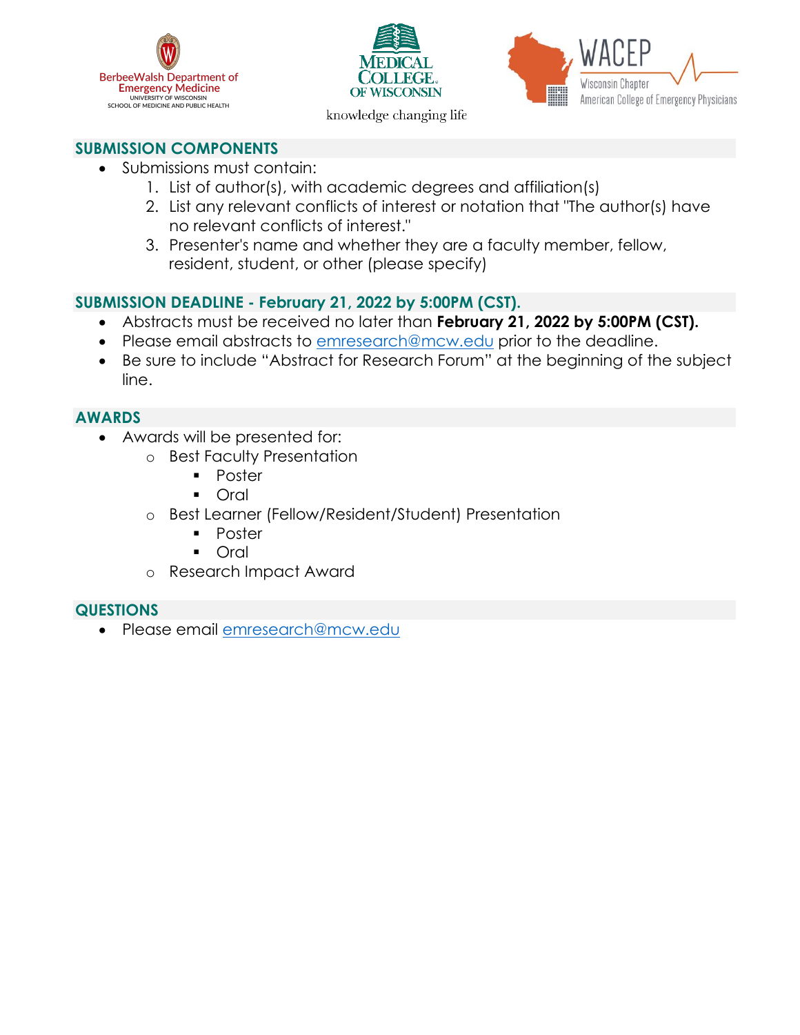## SUBMISSION COMPONENTS

- Submissions must contain:
  1. List of author(s), with academic degrees and affiliation(s)
  2. List any relevant conflicts of interest or notation that "The author(s) have no relevant conflicts of interest."
  3. Presenter's name and whether they are a faculty member, fellow, resident, student, or other (please specify)

## SUBMISSION DEADLINE - February 21, 2022 by 5:00PM (CST).

- Abstracts must be received no later than **February 21, 2022 by 5:00PM (CST).**
- Please email abstracts to emresearch@mcw.edu prior to the deadline.
- Be sure to include "Abstract for Research Forum" at the beginning of the subject line.

## AWARDS

- Awards will be presented for:
  - Best Faculty Presentation
    - Poster
    - Oral
  - Best Learner (Fellow/Resident/Student) Presentation
    - Poster
    - Oral
  - Research Impact Award

## QUESTIONS

- Please email emresearch@mcw.edu